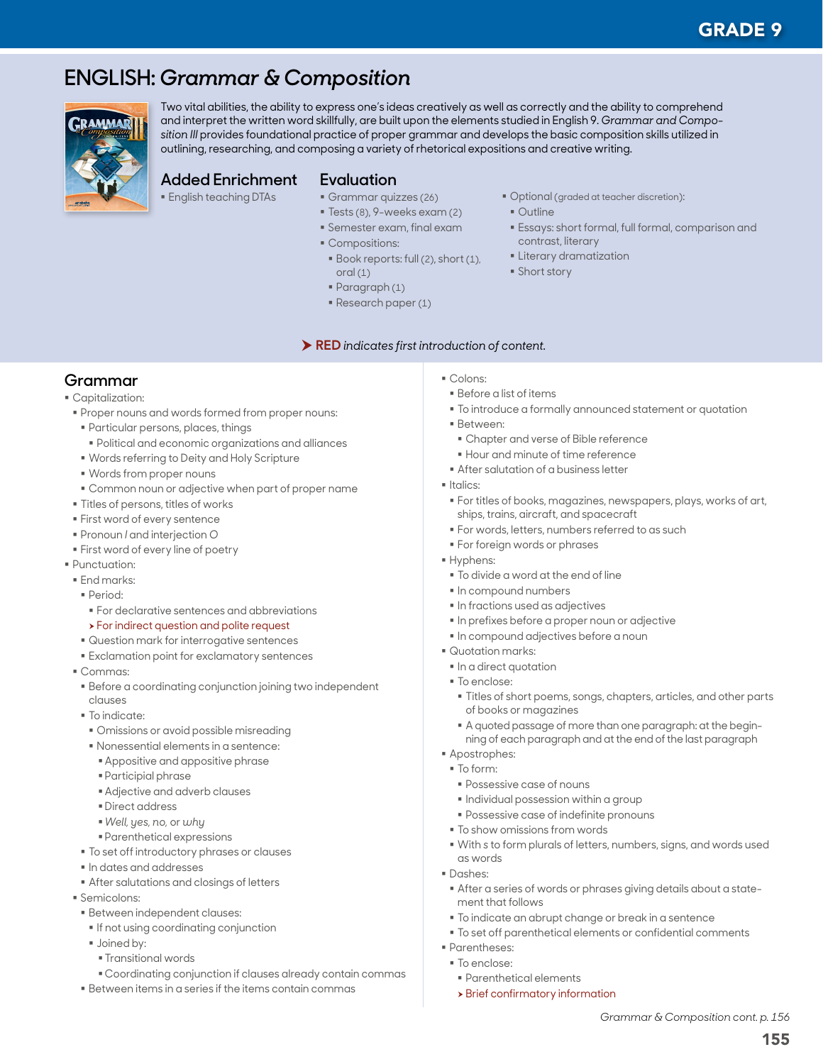## ENGLISH: *Grammar & Composition*

Two vital abilities, the ability to express one's ideas creatively as well as correctly and the ability to comprehend and interpret the written word skillfully, are built upon the elements studied in English 9. *Grammar and Composition III* provides foundational practice of proper grammar and develops the basic composition skills utilized in outlining, researching, and composing a variety of rhetorical expositions and creative writing.

### Added Enrichment

- English teaching DTAs

### Evaluation

- Grammar quizzes (26)
- Tests (8), 9-weeks exam (2)
- Semester exam, final exam
- Compositions:
  - Book reports: full (2), short (1), oral (1)
  - Paragraph (1)
  - Research paper (1)
- Optional (graded at teacher discretion):
  - Outline
  - Essays: short formal, full formal, comparison and contrast, literary
  - Literary dramatization
  - Short story

➤ **RED** *indicates first introduction of content.*

### Grammar

- Capitalization:
  - Proper nouns and words formed from proper nouns:
    - Particular persons, places, things
      - Political and economic organizations and alliances
    - Words referring to Deity and Holy Scripture
    - Words from proper nouns
    - Common noun or adjective when part of proper name
  - Titles of persons, titles of works
  - First word of every sentence
  - Pronoun *I* and interjection *O*
  - First word of every line of poetry
- Punctuation:
  - End marks:
    - Period:
      - For declarative sentences and abbreviations
      - ➤ For indirect question and polite request
    - Question mark for interrogative sentences
    - Exclamation point for exclamatory sentences
  - Commas:
    - Before a coordinating conjunction joining two independent clauses
    - To indicate:
      - Omissions or avoid possible misreading
      - Nonessential elements in a sentence:
        - Appositive and appositive phrase
        - Participial phrase
        - Adjective and adverb clauses
        - Direct address
        - *Well, yes, no,* or *why*
        - Parenthetical expressions
    - To set off introductory phrases or clauses
    - In dates and addresses
    - After salutations and closings of letters
  - Semicolons:
    - Between independent clauses:
      - If not using coordinating conjunction
      - Joined by:
        - Transitional words
        - Coordinating conjunction if clauses already contain commas
    - Between items in a series if the items contain commas
  - Colons:
    - Before a list of items
    - To introduce a formally announced statement or quotation
    - Between:
      - Chapter and verse of Bible reference
      - Hour and minute of time reference
    - After salutation of a business letter
  - Italics:
    - For titles of books, magazines, newspapers, plays, works of art, ships, trains, aircraft, and spacecraft
    - For words, letters, numbers referred to as such
    - For foreign words or phrases
  - Hyphens:
    - To divide a word at the end of line
    - In compound numbers
    - In fractions used as adjectives
    - In prefixes before a proper noun or adjective
    - In compound adjectives before a noun
  - Quotation marks:
    - In a direct quotation
    - To enclose:
      - Titles of short poems, songs, chapters, articles, and other parts of books or magazines
      - A quoted passage of more than one paragraph: at the beginning of each paragraph and at the end of the last paragraph
  - Apostrophes:
    - To form:
      - Possessive case of nouns
      - Individual possession within a group
      - Possessive case of indefinite pronouns
    - To show omissions from words
    - With s to form plurals of letters, numbers, signs, and words used as words
  - Dashes:
    - After a series of words or phrases giving details about a statement that follows
    - To indicate an abrupt change or break in a sentence
    - To set off parenthetical elements or confidential comments
  - Parentheses:
    - To enclose:
      - Parenthetical elements
      - ➤ Brief confirmatory information

*Grammar & Composition cont. p. 156*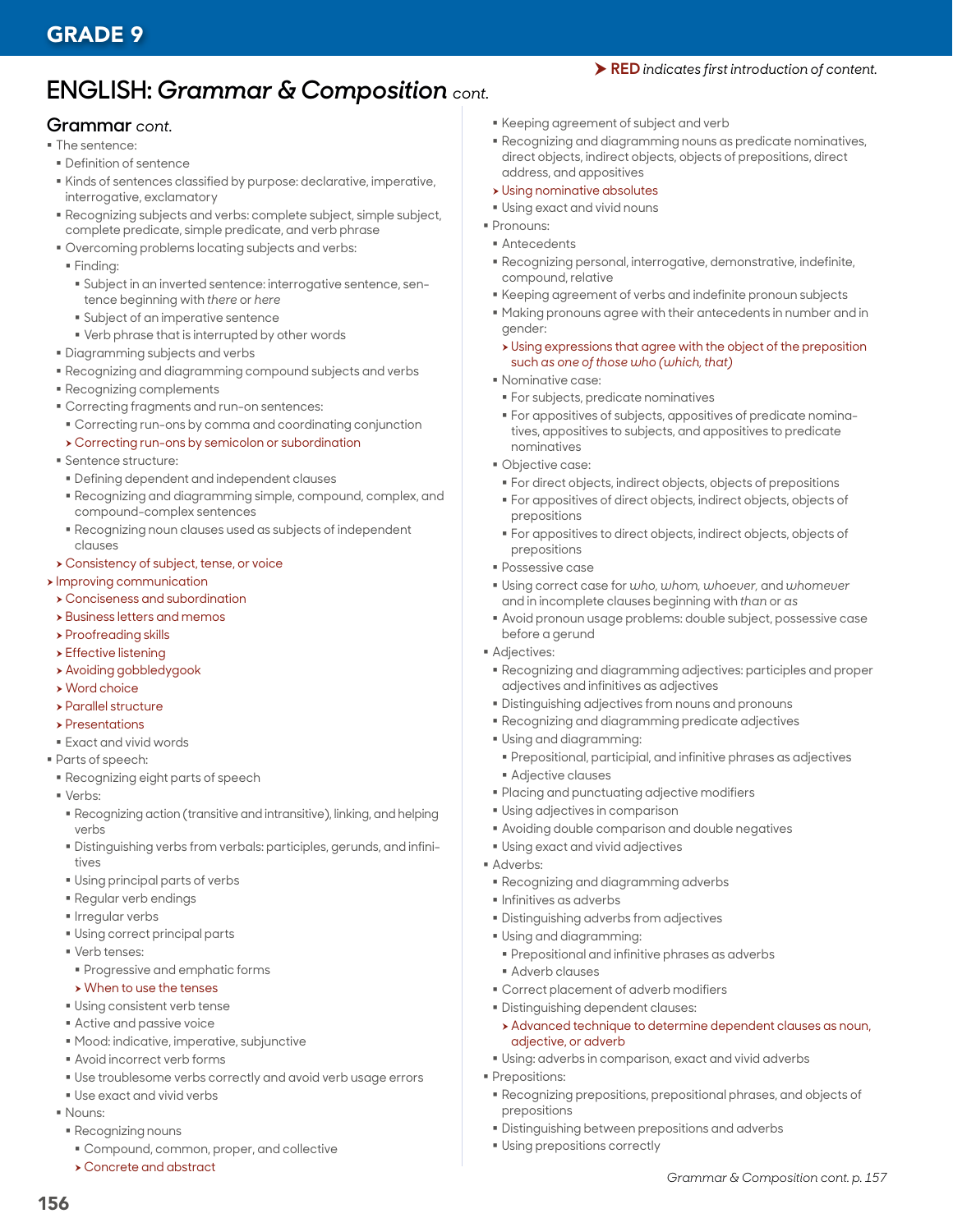# GRADE 9

➤ **RED** *indicates first introduction of content.*

## ENGLISH: *Grammar & Composition* cont.

### Grammar cont.

- The sentence:
  - Definition of sentence
  - Kinds of sentences classified by purpose: declarative, imperative, interrogative, exclamatory
  - Recognizing subjects and verbs: complete subject, simple subject, complete predicate, simple predicate, and verb phrase
  - Overcoming problems locating subjects and verbs:
    - Finding:
      - Subject in an inverted sentence: interrogative sentence, sentence beginning with *there* or *here*
      - Subject of an imperative sentence
      - Verb phrase that is interrupted by other words
  - Diagramming subjects and verbs
  - Recognizing and diagramming compound subjects and verbs
  - Recognizing complements
  - Correcting fragments and run-on sentences:
    - Correcting run-ons by comma and coordinating conjunction
    - ➤ Correcting run-ons by semicolon or subordination
  - Sentence structure:
    - Defining dependent and independent clauses
    - Recognizing and diagramming simple, compound, complex, and compound-complex sentences
    - Recognizing noun clauses used as subjects of independent clauses
  - ➤ Consistency of subject, tense, or voice
- ➤ Improving communication
  - ➤ Conciseness and subordination
  - ➤ Business letters and memos
  - ➤ Proofreading skills
  - ➤ Effective listening
  - ➤ Avoiding gobbledygook
  - ➤ Word choice
  - ➤ Parallel structure
  - ➤ Presentations
  - Exact and vivid words
- Parts of speech:
  - Recognizing eight parts of speech
  - Verbs:
    - Recognizing action (transitive and intransitive), linking, and helping verbs
    - Distinguishing verbs from verbals: participles, gerunds, and infinitives
    - Using principal parts of verbs
    - Regular verb endings
    - Irregular verbs
    - Using correct principal parts
    - Verb tenses:
      - Progressive and emphatic forms
      - ➤ When to use the tenses
    - Using consistent verb tense
    - Active and passive voice
    - Mood: indicative, imperative, subjunctive
    - Avoid incorrect verb forms
    - Use troublesome verbs correctly and avoid verb usage errors
    - Use exact and vivid verbs
  - Nouns:
    - Recognizing nouns
      - Compound, common, proper, and collective
      - ➤ Concrete and abstract
    - Keeping agreement of subject and verb
    - Recognizing and diagramming nouns as predicate nominatives, direct objects, indirect objects, objects of prepositions, direct address, and appositives
    - ➤ Using nominative absolutes
    - Using exact and vivid nouns
- Pronouns:
  - Antecedents
  - Recognizing personal, interrogative, demonstrative, indefinite, compound, relative
  - Keeping agreement of verbs and indefinite pronoun subjects
  - Making pronouns agree with their antecedents in number and in gender:
    - ➤ Using expressions that agree with the object of the preposition such *as one of those who (which, that)*
  - Nominative case:
    - For subjects, predicate nominatives
    - For appositives of subjects, appositives of predicate nominatives, appositives to subjects, and appositives to predicate nominatives
  - Objective case:
    - For direct objects, indirect objects, objects of prepositions
    - For appositives of direct objects, indirect objects, objects of prepositions
    - For appositives to direct objects, indirect objects, objects of prepositions
  - Possessive case
  - Using correct case for *who, whom, whoever,* and *whomever* and in incomplete clauses beginning with *than* or *as*
  - Avoid pronoun usage problems: double subject, possessive case before a gerund
- Adjectives:
  - Recognizing and diagramming adjectives: participles and proper adjectives and infinitives as adjectives
  - Distinguishing adjectives from nouns and pronouns
  - Recognizing and diagramming predicate adjectives
  - Using and diagramming:
    - Prepositional, participial, and infinitive phrases as adjectives
    - Adjective clauses
  - Placing and punctuating adjective modifiers
  - Using adjectives in comparison
  - Avoiding double comparison and double negatives
  - Using exact and vivid adjectives
- Adverbs:
  - Recognizing and diagramming adverbs
  - Infinitives as adverbs
  - Distinguishing adverbs from adjectives
  - Using and diagramming:
    - Prepositional and infinitive phrases as adverbs
    - Adverb clauses
  - Correct placement of adverb modifiers
  - Distinguishing dependent clauses:
    - ➤ Advanced technique to determine dependent clauses as noun, adjective, or adverb
  - Using: adverbs in comparison, exact and vivid adverbs
- Prepositions:
  - Recognizing prepositions, prepositional phrases, and objects of prepositions
  - Distinguishing between prepositions and adverbs
  - Using prepositions correctly

*Grammar & Composition cont. p. 157*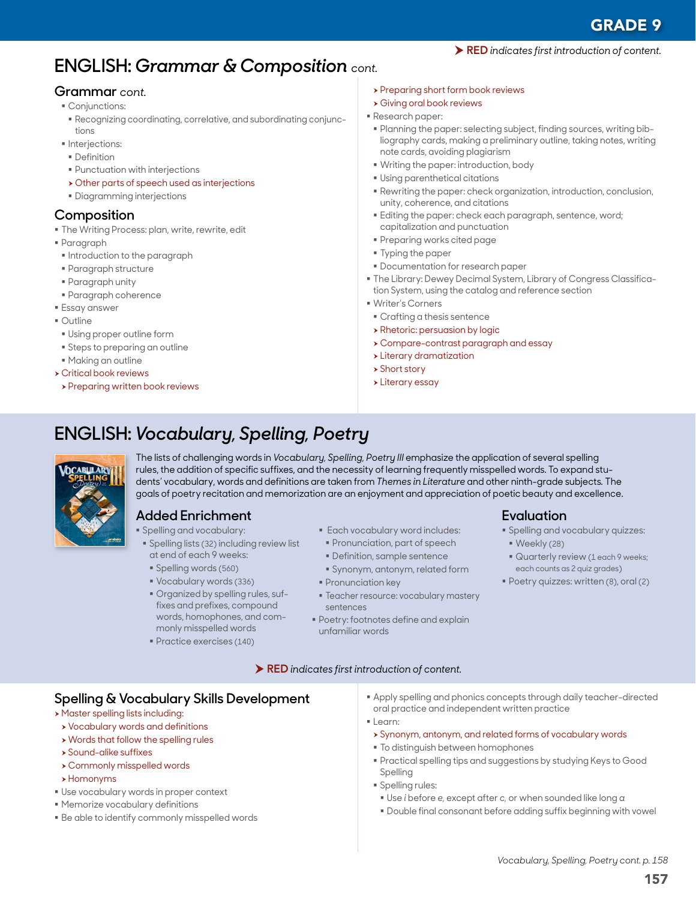GRADE 9

➤ **RED** *indicates first introduction of content.*

# ENGLISH: *Grammar & Composition* cont.

## Grammar cont.

- Conjunctions:
  - Recognizing coordinating, correlative, and subordinating conjunctions
- Interjections:
  - Definition
  - Punctuation with interjections
  - ➤ Other parts of speech used as interjections
  - Diagramming interjections

## Composition

- The Writing Process: plan, write, rewrite, edit
- Paragraph
  - Introduction to the paragraph
  - Paragraph structure
  - Paragraph unity
  - Paragraph coherence
- Essay answer
- Outline
  - Using proper outline form
  - Steps to preparing an outline
  - Making an outline
- ➤ Critical book reviews
  - ➤ Preparing written book reviews
  - ➤ Preparing short form book reviews
  - ➤ Giving oral book reviews
- Research paper:
  - Planning the paper: selecting subject, finding sources, writing bibliography cards, making a preliminary outline, taking notes, writing note cards, avoiding plagiarism
  - Writing the paper: introduction, body
  - Using parenthetical citations
  - Rewriting the paper: check organization, introduction, conclusion, unity, coherence, and citations
  - Editing the paper: check each paragraph, sentence, word; capitalization and punctuation
  - Preparing works cited page
  - Typing the paper
  - Documentation for research paper
- The Library: Dewey Decimal System, Library of Congress Classification System, using the catalog and reference section
- Writer's Corners
  - Crafting a thesis sentence
  - ➤ Rhetoric: persuasion by logic
  - ➤ Compare-contrast paragraph and essay
  - ➤ Literary dramatization
  - ➤ Short story
  - ➤ Literary essay

# ENGLISH: *Vocabulary, Spelling, Poetry*

The lists of challenging words in *Vocabulary, Spelling, Poetry III* emphasize the application of several spelling rules, the addition of specific suffixes, and the necessity of learning frequently misspelled words. To expand students' vocabulary, words and definitions are taken from *Themes in Literature* and other ninth-grade subjects. The goals of poetry recitation and memorization are an enjoyment and appreciation of poetic beauty and excellence.

## Added Enrichment

- Spelling and vocabulary:
  - Spelling lists (32) including review list at end of each 9 weeks:
    - Spelling words (560)
    - Vocabulary words (336)
    - Organized by spelling rules, suffixes and prefixes, compound words, homophones, and commonly misspelled words
    - Practice exercises (140)
  - Each vocabulary word includes:
    - Pronunciation, part of speech
    - Definition, sample sentence
    - Synonym, antonym, related form
  - Pronunciation key
  - Teacher resource: vocabulary mastery sentences
- Poetry: footnotes define and explain unfamiliar words

## Evaluation

- Spelling and vocabulary quizzes:
  - Weekly (28)
  - Quarterly review (1 each 9 weeks; each counts as 2 quiz grades)
- Poetry quizzes: written (8), oral (2)

➤ **RED** *indicates first introduction of content.*

## Spelling & Vocabulary Skills Development

- ➤ Master spelling lists including:
  - ➤ Vocabulary words and definitions
  - ➤ Words that follow the spelling rules
  - ➤ Sound-alike suffixes
  - ➤ Commonly misspelled words
  - ➤ Homonyms
- Use vocabulary words in proper context
- Memorize vocabulary definitions
- Be able to identify commonly misspelled words
- Apply spelling and phonics concepts through daily teacher-directed oral practice and independent written practice
- Learn:
  - ➤ Synonym, antonym, and related forms of vocabulary words
  - To distinguish between homophones
  - Practical spelling tips and suggestions by studying Keys to Good Spelling
  - Spelling rules:
    - Use *i* before *e*, except after *c*, or when sounded like long *a*
    - Double final consonant before adding suffix beginning with vowel

*Vocabulary, Spelling, Poetry cont. p. 158*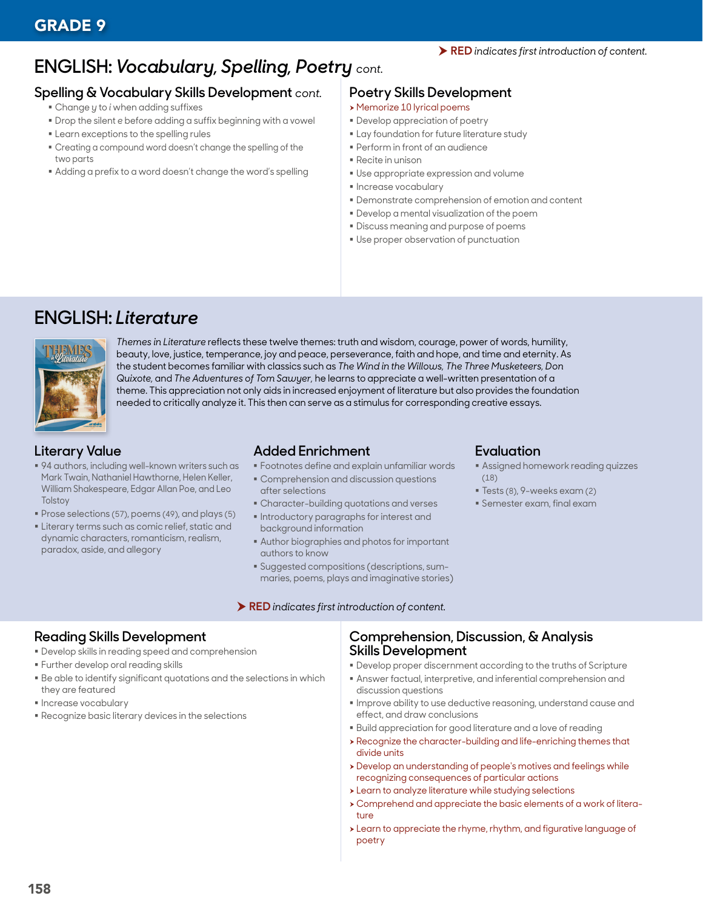# GRADE 9

➤ **RED** *indicates first introduction of content.*

## ENGLISH: *Vocabulary, Spelling, Poetry* *cont.*

### Spelling & Vocabulary Skills Development *cont.*

- Change *y* to *i* when adding suffixes
- Drop the silent *e* before adding a suffix beginning with a vowel
- Learn exceptions to the spelling rules
- Creating a compound word doesn't change the spelling of the two parts
- Adding a prefix to a word doesn't change the word's spelling

### Poetry Skills Development

- ➤ Memorize 10 lyrical poems
- Develop appreciation of poetry
- Lay foundation for future literature study
- Perform in front of an audience
- Recite in unison
- Use appropriate expression and volume
- Increase vocabulary
- Demonstrate comprehension of emotion and content
- Develop a mental visualization of the poem
- Discuss meaning and purpose of poems
- Use proper observation of punctuation

## ENGLISH: *Literature*

*Themes in Literature* reflects these twelve themes: truth and wisdom, courage, power of words, humility, beauty, love, justice, temperance, joy and peace, perseverance, faith and hope, and time and eternity. As the student becomes familiar with classics such as *The Wind in the Willows, The Three Musketeers, Don Quixote,* and *The Adventures of Tom Sawyer,* he learns to appreciate a well-written presentation of a theme. This appreciation not only aids in increased enjoyment of literature but also provides the foundation needed to critically analyze it. This then can serve as a stimulus for corresponding creative essays.

### Literary Value

- 94 authors, including well-known writers such as Mark Twain, Nathaniel Hawthorne, Helen Keller, William Shakespeare, Edgar Allan Poe, and Leo Tolstoy
- Prose selections (57), poems (49), and plays (5)
- Literary terms such as comic relief, static and dynamic characters, romanticism, realism, paradox, aside, and allegory

### Added Enrichment

- Footnotes define and explain unfamiliar words
- Comprehension and discussion questions after selections
- Character-building quotations and verses
- Introductory paragraphs for interest and background information
- Author biographies and photos for important authors to know
- Suggested compositions (descriptions, summaries, poems, plays and imaginative stories)

### Evaluation

- Assigned homework reading quizzes (18)
- Tests (8), 9-weeks exam (2)
- Semester exam, final exam

➤ **RED** *indicates first introduction of content.*

### Reading Skills Development

- Develop skills in reading speed and comprehension
- Further develop oral reading skills
- Be able to identify significant quotations and the selections in which they are featured
- Increase vocabulary
- Recognize basic literary devices in the selections

### Comprehension, Discussion, & Analysis Skills Development

- Develop proper discernment according to the truths of Scripture
- Answer factual, interpretive, and inferential comprehension and discussion questions
- Improve ability to use deductive reasoning, understand cause and effect, and draw conclusions
- Build appreciation for good literature and a love of reading
- ➤ Recognize the character-building and life-enriching themes that divide units
- ➤ Develop an understanding of people's motives and feelings while recognizing consequences of particular actions
- ➤ Learn to analyze literature while studying selections
- ➤ Comprehend and appreciate the basic elements of a work of literature
- ➤ Learn to appreciate the rhyme, rhythm, and figurative language of poetry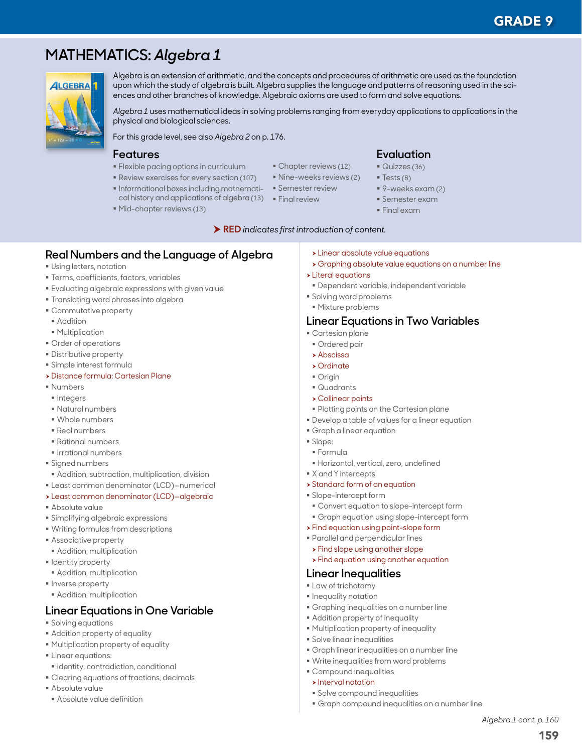GRADE 9

# MATHEMATICS: *Algebra 1*

Algebra is an extension of arithmetic, and the concepts and procedures of arithmetic are used as the foundation upon which the study of algebra is built. Algebra supplies the language and patterns of reasoning used in the sciences and other branches of knowledge. Algebraic axioms are used to form and solve equations.

*Algebra 1* uses mathematical ideas in solving problems ranging from everyday applications to applications in the physical and biological sciences.

For this grade level, see also *Algebra 2* on p. 176.

## Features

- Flexible pacing options in curriculum
- Review exercises for every section (107)
- Informational boxes including mathematical history and applications of algebra (13)
- Mid-chapter reviews (13)
- Chapter reviews (12)
- Nine-weeks reviews (2)
- Semester review
- Final review

## Evaluation

- Quizzes (36)
- Tests (8)
- 9-weeks exam (2)
- Semester exam
- Final exam

➤ **RED** *indicates first introduction of content.*

## Real Numbers and the Language of Algebra

- Using letters, notation
- Terms, coefficients, factors, variables
- Evaluating algebraic expressions with given value
- Translating word phrases into algebra
- Commutative property
  - Addition
  - Multiplication
- Order of operations
- Distributive property
- Simple interest formula
- ➤ Distance formula: Cartesian Plane
- Numbers
  - Integers
  - Natural numbers
  - Whole numbers
  - Real numbers
  - Rational numbers
  - Irrational numbers
- Signed numbers
  - Addition, subtraction, multiplication, division
- Least common denominator (LCD)—numerical
- ➤ Least common denominator (LCD)—algebraic
- Absolute value
- Simplifying algebraic expressions
- Writing formulas from descriptions
- Associative property
  - Addition, multiplication
- Identity property
  - Addition, multiplication
- Inverse property
  - Addition, multiplication

## Linear Equations in One Variable

- Solving equations
- Addition property of equality
- Multiplication property of equality
- Linear equations:
  - Identity, contradiction, conditional
- Clearing equations of fractions, decimals
- Absolute value
  - Absolute value definition
  - ➤ Linear absolute value equations
  - ➤ Graphing absolute value equations on a number line
- ➤ Literal equations
  - Dependent variable, independent variable
- Solving word problems
  - Mixture problems

## Linear Equations in Two Variables

- Cartesian plane
  - Ordered pair
  - ➤ Abscissa
  - ➤ Ordinate
  - Origin
  - Quadrants
  - ➤ Collinear points
  - Plotting points on the Cartesian plane
- Develop a table of values for a linear equation
- Graph a linear equation
- Slope:
  - Formula
  - Horizontal, vertical, zero, undefined
- X and Y intercepts
- ➤ Standard form of an equation
- Slope-intercept form
  - Convert equation to slope-intercept form
  - Graph equation using slope-intercept form
- ➤ Find equation using point-slope form
- Parallel and perpendicular lines
  - ➤ Find slope using another slope
  - ➤ Find equation using another equation

## Linear Inequalities

- Law of trichotomy
- Inequality notation
- Graphing inequalities on a number line
- Addition property of inequality
- Multiplication property of inequality
- Solve linear inequalities
- Graph linear inequalities on a number line
- Write inequalities from word problems
- Compound inequalities
  - ➤ Interval notation
  - Solve compound inequalities
  - Graph compound inequalities on a number line

*Algebra 1 cont. p. 160*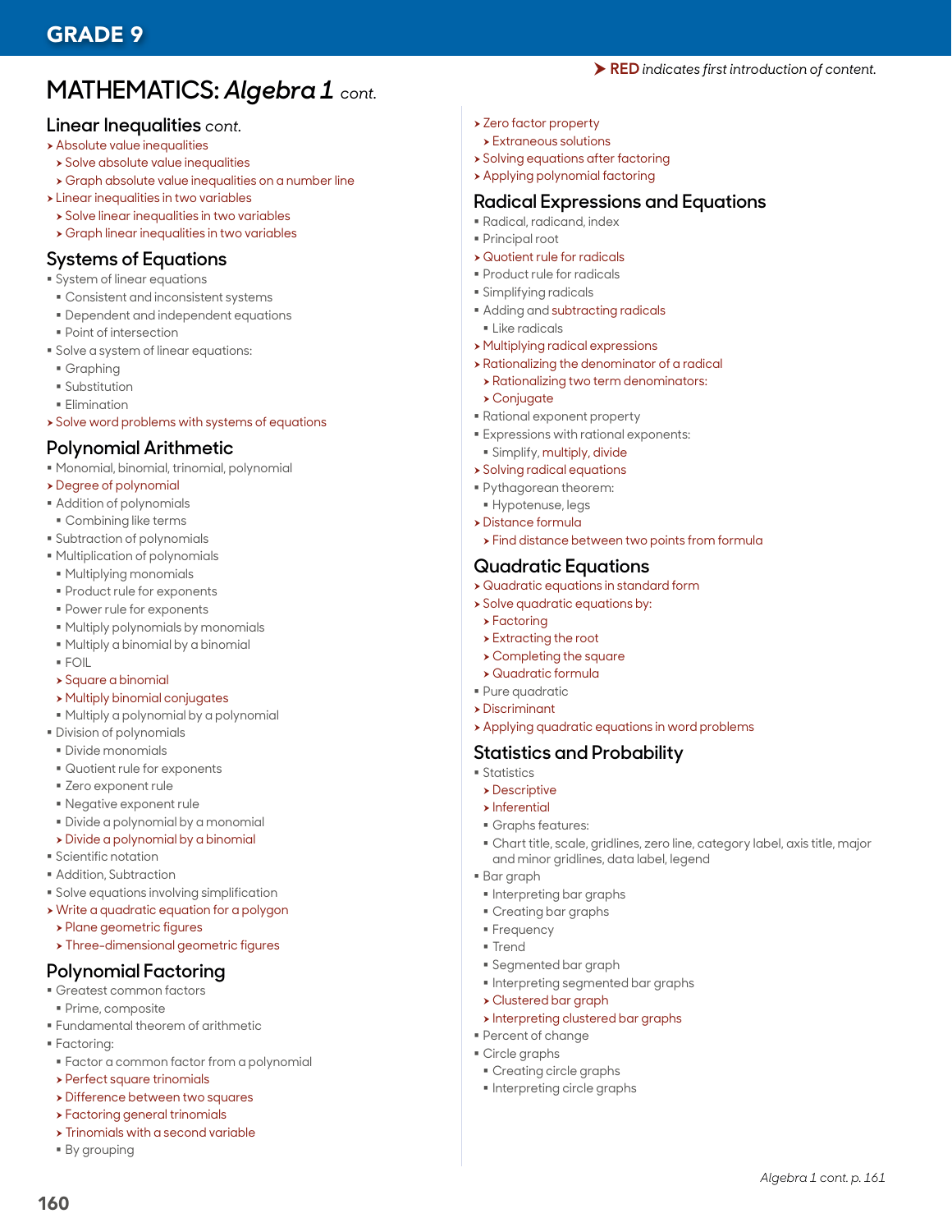## MATHEMATICS: *Algebra 1* cont.

➤ **RED** *indicates first introduction of content.*

### Linear Inequalities *cont.*

- ➤ Absolute value inequalities
  - ➤ Solve absolute value inequalities
  - ➤ Graph absolute value inequalities on a number line
- ➤ Linear inequalities in two variables
  - ➤ Solve linear inequalities in two variables
  - ➤ Graph linear inequalities in two variables

### Systems of Equations

- System of linear equations
  - Consistent and inconsistent systems
  - Dependent and independent equations
  - Point of intersection
- Solve a system of linear equations:
  - Graphing
  - Substitution
  - Elimination
- ➤ Solve word problems with systems of equations

### Polynomial Arithmetic

- Monomial, binomial, trinomial, polynomial
- ➤ Degree of polynomial
- Addition of polynomials
  - Combining like terms
- Subtraction of polynomials
- Multiplication of polynomials
  - Multiplying monomials
  - Product rule for exponents
  - Power rule for exponents
  - Multiply polynomials by monomials
  - Multiply a binomial by a binomial
  - FOIL
  - ➤ Square a binomial
  - ➤ Multiply binomial conjugates
  - Multiply a polynomial by a polynomial
- Division of polynomials
  - Divide monomials
  - Quotient rule for exponents
  - Zero exponent rule
  - Negative exponent rule
  - Divide a polynomial by a monomial
  - ➤ Divide a polynomial by a binomial
- Scientific notation
- Addition, Subtraction
- Solve equations involving simplification
- ➤ Write a quadratic equation for a polygon
  - ➤ Plane geometric figures
  - ➤ Three-dimensional geometric figures

### Polynomial Factoring

- Greatest common factors
  - Prime, composite
- Fundamental theorem of arithmetic
- Factoring:
  - Factor a common factor from a polynomial
  - ➤ Perfect square trinomials
  - ➤ Difference between two squares
  - ➤ Factoring general trinomials
  - ➤ Trinomials with a second variable
  - By grouping
- ➤ Zero factor property
  - ➤ Extraneous solutions
- ➤ Solving equations after factoring
- ➤ Applying polynomial factoring

### Radical Expressions and Equations

- Radical, radicand, index
- Principal root
- ➤ Quotient rule for radicals
- Product rule for radicals
- Simplifying radicals
- Adding and subtracting radicals
  - Like radicals
- ➤ Multiplying radical expressions
- ➤ Rationalizing the denominator of a radical
  - ➤ Rationalizing two term denominators:
  - ➤ Conjugate
- Rational exponent property
- Expressions with rational exponents:
  - Simplify, multiply, divide
- ➤ Solving radical equations
- Pythagorean theorem:
  - Hypotenuse, legs
- ➤ Distance formula
  - ➤ Find distance between two points from formula

### Quadratic Equations

- ➤ Quadratic equations in standard form
- ➤ Solve quadratic equations by:
  - ➤ Factoring
  - ➤ Extracting the root
  - ➤ Completing the square
  - ➤ Quadratic formula
- Pure quadratic
- ➤ Discriminant
- ➤ Applying quadratic equations in word problems

### Statistics and Probability

- Statistics
  - ➤ Descriptive
  - ➤ Inferential
  - Graphs features:
  - Chart title, scale, gridlines, zero line, category label, axis title, major and minor gridlines, data label, legend
- Bar graph
  - Interpreting bar graphs
  - Creating bar graphs
  - Frequency
  - Trend
  - Segmented bar graph
  - Interpreting segmented bar graphs
  - ➤ Clustered bar graph
  - ➤ Interpreting clustered bar graphs
- Percent of change
- Circle graphs
  - Creating circle graphs
  - Interpreting circle graphs

*Algebra 1 cont. p. 161*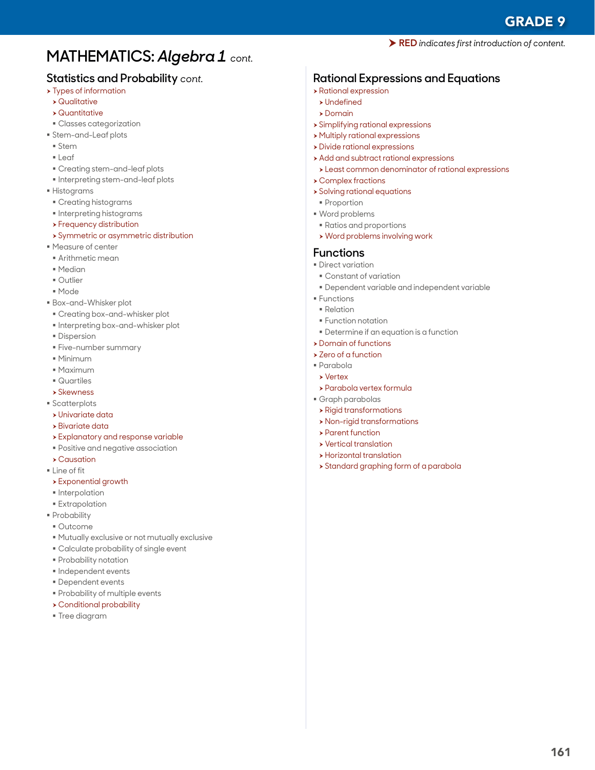➤ **RED** *indicates first introduction of content.*

# MATHEMATICS: *Algebra 1* cont.

## Statistics and Probability *cont.*

- ➤ Types of information
  - ➤ Qualitative
  - ➤ Quantitative
  - Classes categorization
- Stem-and-Leaf plots
  - Stem
  - Leaf
  - Creating stem-and-leaf plots
  - Interpreting stem-and-leaf plots
- Histograms
  - Creating histograms
  - Interpreting histograms
  - ➤ Frequency distribution
  - ➤ Symmetric or asymmetric distribution
- Measure of center
  - Arithmetic mean
  - Median
  - Outlier
  - Mode
- Box-and-Whisker plot
  - Creating box-and-whisker plot
  - Interpreting box-and-whisker plot
  - Dispersion
  - Five-number summary
  - Minimum
  - Maximum
  - Quartiles
  - ➤ Skewness
- Scatterplots
  - ➤ Univariate data
  - ➤ Bivariate data
  - ➤ Explanatory and response variable
  - Positive and negative association
  - ➤ Causation
- Line of fit
  - ➤ Exponential growth
  - Interpolation
  - Extrapolation
- Probability
  - Outcome
  - Mutually exclusive or not mutually exclusive
  - Calculate probability of single event
  - Probability notation
  - Independent events
  - Dependent events
  - Probability of multiple events
  - ➤ Conditional probability
  - Tree diagram

## Rational Expressions and Equations

- ➤ Rational expression
  - ➤ Undefined
  - ➤ Domain
- ➤ Simplifying rational expressions
- ➤ Multiply rational expressions
- ➤ Divide rational expressions
- ➤ Add and subtract rational expressions
  - ➤ Least common denominator of rational expressions
- ➤ Complex fractions
- ➤ Solving rational equations
  - Proportion
- Word problems
  - Ratios and proportions
  - ➤ Word problems involving work

## Functions

- Direct variation
  - Constant of variation
  - Dependent variable and independent variable
- Functions
  - Relation
  - Function notation
  - Determine if an equation is a function
- ➤ Domain of functions
- ➤ Zero of a function
- Parabola
  - ➤ Vertex
  - ➤ Parabola vertex formula
- Graph parabolas
  - ➤ Rigid transformations
  - ➤ Non-rigid transformations
  - ➤ Parent function
  - ➤ Vertical translation
  - ➤ Horizontal translation
  - ➤ Standard graphing form of a parabola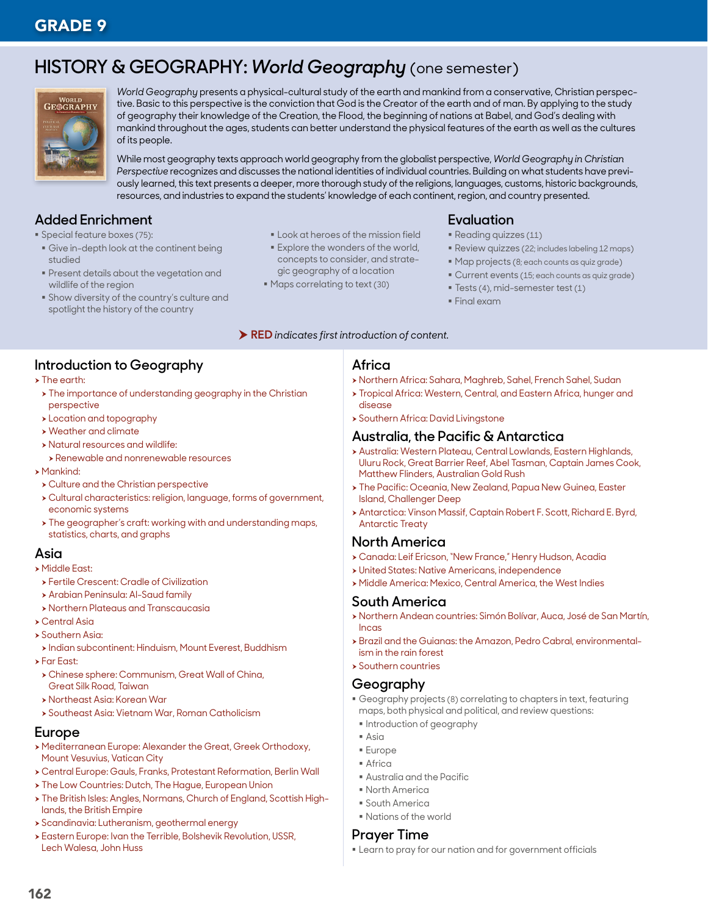# GRADE 9

## HISTORY & GEOGRAPHY: *World Geography* (one semester)

*World Geography* presents a physical-cultural study of the earth and mankind from a conservative, Christian perspective. Basic to this perspective is the conviction that God is the Creator of the earth and of man. By applying to the study of geography their knowledge of the Creation, the Flood, the beginning of nations at Babel, and God's dealing with mankind throughout the ages, students can better understand the physical features of the earth as well as the cultures of its people.

While most geography texts approach world geography from the globalist perspective, *World Geography in Christian Perspective* recognizes and discusses the national identities of individual countries. Building on what students have previously learned, this text presents a deeper, more thorough study of the religions, languages, customs, historic backgrounds, resources, and industries to expand the students' knowledge of each continent, region, and country presented.

### Added Enrichment

- Special feature boxes (75):
  - Give in-depth look at the continent being studied
  - Present details about the vegetation and wildlife of the region
  - Show diversity of the country's culture and spotlight the history of the country
  - Look at heroes of the mission field
  - Explore the wonders of the world, concepts to consider, and strategic geography of a location
- Maps correlating to text (30)

### Evaluation

- Reading quizzes (11)
- Review quizzes (22; includes labeling 12 maps)
- Map projects (8; each counts as quiz grade)
- Current events (15; each counts as quiz grade)
- Tests (4), mid-semester test (1)
- Final exam

**RED** *indicates first introduction of content.*

### Introduction to Geography

- The earth:
  - The importance of understanding geography in the Christian perspective
  - Location and topography
  - Weather and climate
  - Natural resources and wildlife:
    - Renewable and nonrenewable resources
- Mankind:
  - Culture and the Christian perspective
  - Cultural characteristics: religion, language, forms of government, economic systems
  - The geographer's craft: working with and understanding maps, statistics, charts, and graphs

### Asia

- Middle East:
  - Fertile Crescent: Cradle of Civilization
  - Arabian Peninsula: Al-Saud family
  - Northern Plateaus and Transcaucasia
- Central Asia
- Southern Asia:
  - Indian subcontinent: Hinduism, Mount Everest, Buddhism
- Far East:
  - Chinese sphere: Communism, Great Wall of China, Great Silk Road, Taiwan
  - Northeast Asia: Korean War
  - Southeast Asia: Vietnam War, Roman Catholicism

### Europe

- Mediterranean Europe: Alexander the Great, Greek Orthodoxy, Mount Vesuvius, Vatican City
- Central Europe: Gauls, Franks, Protestant Reformation, Berlin Wall
- The Low Countries: Dutch, The Hague, European Union
- The British Isles: Angles, Normans, Church of England, Scottish Highlands, the British Empire
- Scandinavia: Lutheranism, geothermal energy
- Eastern Europe: Ivan the Terrible, Bolshevik Revolution, USSR, Lech Walesa, John Huss

### Africa

- Northern Africa: Sahara, Maghreb, Sahel, French Sahel, Sudan
- Tropical Africa: Western, Central, and Eastern Africa, hunger and disease
- Southern Africa: David Livingstone

### Australia, the Pacific & Antarctica

- Australia: Western Plateau, Central Lowlands, Eastern Highlands, Uluru Rock, Great Barrier Reef, Abel Tasman, Captain James Cook, Matthew Flinders, Australian Gold Rush
- The Pacific: Oceania, New Zealand, Papua New Guinea, Easter Island, Challenger Deep
- Antarctica: Vinson Massif, Captain Robert F. Scott, Richard E. Byrd, Antarctic Treaty

### North America

- Canada: Leif Ericson, "New France," Henry Hudson, Acadia
- United States: Native Americans, independence
- Middle America: Mexico, Central America, the West Indies

### South America

- Northern Andean countries: Simón Bolívar, Auca, José de San Martín, Incas
- Brazil and the Guianas: the Amazon, Pedro Cabral, environmentalism in the rain forest
- Southern countries

### Geography

- Geography projects (8) correlating to chapters in text, featuring maps, both physical and political, and review questions:
  - Introduction of geography
  - Asia
  - Europe
  - Africa
  - Australia and the Pacific
  - North America
  - South America
  - Nations of the world

### Prayer Time

- Learn to pray for our nation and for government officials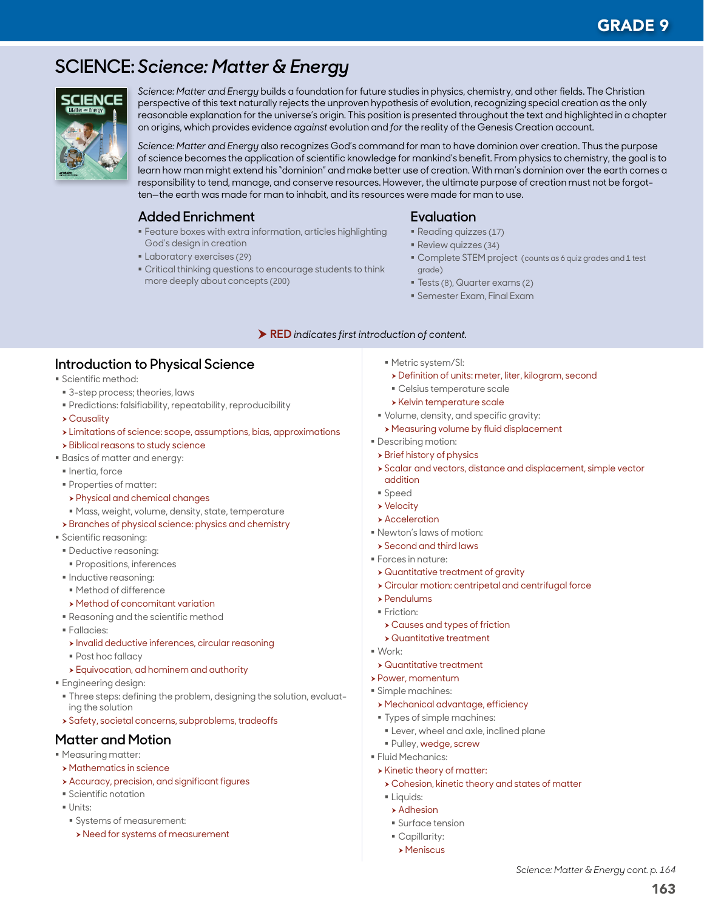# SCIENCE: *Science: Matter & Energy*

*Science: Matter and Energy* builds a foundation for future studies in physics, chemistry, and other fields. The Christian perspective of this text naturally rejects the unproven hypothesis of evolution, recognizing special creation as the only reasonable explanation for the universe's origin. This position is presented throughout the text and highlighted in a chapter on origins, which provides evidence *against* evolution and *for* the reality of the Genesis Creation account.

*Science: Matter and Energy* also recognizes God's command for man to have dominion over creation. Thus the purpose of science becomes the application of scientific knowledge for mankind's benefit. From physics to chemistry, the goal is to learn how man might extend his "dominion" and make better use of creation. With man's dominion over the earth comes a responsibility to tend, manage, and conserve resources. However, the ultimate purpose of creation must not be forgotten—the earth was made for man to inhabit, and its resources were made for man to use.

## Added Enrichment

- Feature boxes with extra information, articles highlighting God's design in creation
- Laboratory exercises (29)
- Critical thinking questions to encourage students to think more deeply about concepts (200)

## Evaluation

- Reading quizzes (17)
- Review quizzes (34)
- Complete STEM project (counts as 6 quiz grades and 1 test grade)
- Tests (8), Quarter exams (2)
- Semester Exam, Final Exam

➤ **RED** *indicates first introduction of content.*

## Introduction to Physical Science

- Scientific method:
  - 3-step process; theories, laws
  - Predictions: falsifiability, repeatability, reproducibility
  - ➤ Causality
  - ➤ Limitations of science: scope, assumptions, bias, approximations
  - ➤ Biblical reasons to study science
- Basics of matter and energy:
  - Inertia, force
  - Properties of matter:
    - ➤ Physical and chemical changes
    - Mass, weight, volume, density, state, temperature
  - ➤ Branches of physical science: physics and chemistry
- Scientific reasoning:
  - Deductive reasoning:
    - Propositions, inferences
  - Inductive reasoning:
    - Method of difference
    - ➤ Method of concomitant variation
  - Reasoning and the scientific method
  - Fallacies:
    - ➤ Invalid deductive inferences, circular reasoning
    - Post hoc fallacy
    - ➤ Equivocation, ad hominem and authority
- Engineering design:
  - Three steps: defining the problem, designing the solution, evaluating the solution
  - ➤ Safety, societal concerns, subproblems, tradeoffs

## Matter and Motion

- Measuring matter:
  - ➤ Mathematics in science
  - ➤ Accuracy, precision, and significant figures
  - Scientific notation
  - Units:
    - Systems of measurement:
      - ➤ Need for systems of measurement
    - Metric system/SI:
      - ➤ Definition of units: meter, liter, kilogram, second
      - Celsius temperature scale
      - ➤ Kelvin temperature scale
  - Volume, density, and specific gravity:
    - ➤ Measuring volume by fluid displacement
- Describing motion:
  - ➤ Brief history of physics
  - ➤ Scalar and vectors, distance and displacement, simple vector addition
  - Speed
  - ➤ Velocity
  - ➤ Acceleration
- Newton's laws of motion:
  - ➤ Second and third laws
- Forces in nature:
  - ➤ Quantitative treatment of gravity
  - ➤ Circular motion: centripetal and centrifugal force
  - ➤ Pendulums
  - Friction:
    - ➤ Causes and types of friction
    - ➤ Quantitative treatment
- Work:
  - ➤ Quantitative treatment
- ➤ Power, momentum
- Simple machines:
  - ➤ Mechanical advantage, efficiency
  - Types of simple machines:
    - Lever, wheel and axle, inclined plane
    - Pulley, wedge, screw
- Fluid Mechanics:
  - ➤ Kinetic theory of matter:
    - ➤ Cohesion, kinetic theory and states of matter
    - Liquids:
      - ➤ Adhesion
      - Surface tension
      - Capillarity:
        - ➤ Meniscus

*Science: Matter & Energy cont. p. 164*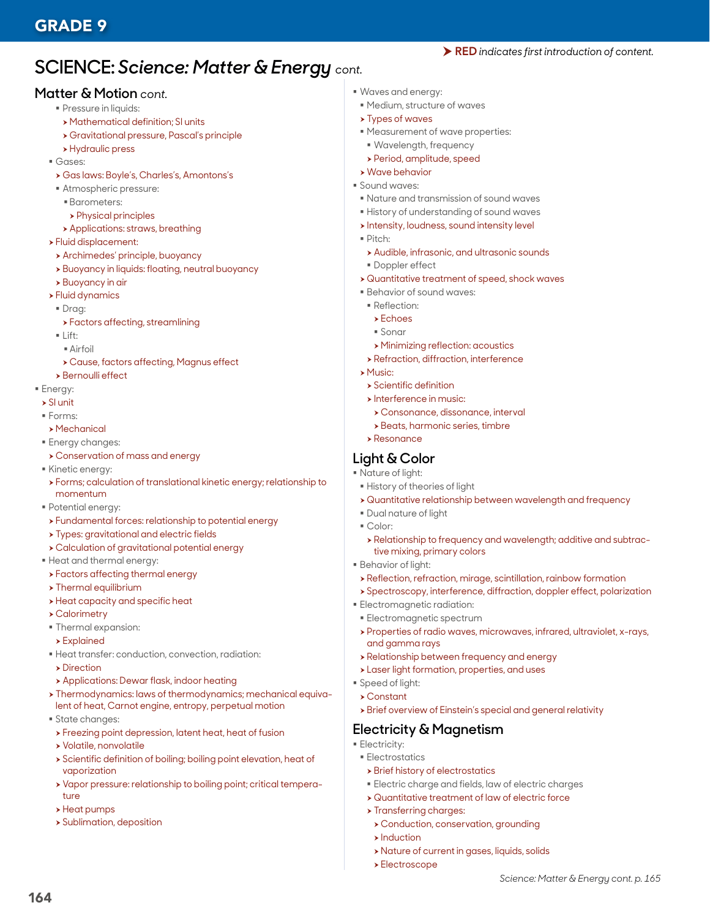➤ **RED** *indicates first introduction of content.*

# SCIENCE: *Science: Matter & Energy* cont.

## Matter & Motion cont.

- Pressure in liquids:
  - ➤ Mathematical definition; SI units
  - ➤ Gravitational pressure, Pascal's principle
  - ➤ Hydraulic press
- Gases:
  - ➤ Gas laws: Boyle's, Charles's, Amontons's
  - Atmospheric pressure:
    - Barometers:
      - ➤ Physical principles
    - ➤ Applications: straws, breathing
- ➤ Fluid displacement:
  - ➤ Archimedes' principle, buoyancy
  - ➤ Buoyancy in liquids: floating, neutral buoyancy
  - ➤ Buoyancy in air
- ➤ Fluid dynamics
  - Drag:
    - ➤ Factors affecting, streamlining
  - Lift:
    - Airfoil
    - ➤ Cause, factors affecting, Magnus effect
  - ➤ Bernoulli effect

- Energy:
  - ➤ SI unit
  - Forms:
    - ➤ Mechanical
  - Energy changes:
    - ➤ Conservation of mass and energy
  - Kinetic energy:
    - ➤ Forms; calculation of translational kinetic energy; relationship to momentum
  - Potential energy:
    - ➤ Fundamental forces: relationship to potential energy
    - ➤ Types: gravitational and electric fields
    - ➤ Calculation of gravitational potential energy
  - Heat and thermal energy:
    - ➤ Factors affecting thermal energy
    - ➤ Thermal equilibrium
    - ➤ Heat capacity and specific heat
    - ➤ Calorimetry
    - Thermal expansion:
      - ➤ Explained
    - Heat transfer: conduction, convection, radiation:
      - ➤ Direction
      - ➤ Applications: Dewar flask, indoor heating
    - ➤ Thermodynamics: laws of thermodynamics; mechanical equivalent of heat, Carnot engine, entropy, perpetual motion
    - State changes:
      - ➤ Freezing point depression, latent heat, heat of fusion
      - ➤ Volatile, nonvolatile
      - ➤ Scientific definition of boiling; boiling point elevation, heat of vaporization
      - ➤ Vapor pressure: relationship to boiling point; critical temperature
      - ➤ Heat pumps
      - ➤ Sublimation, deposition

- Waves and energy:
  - Medium, structure of waves
  - ➤ Types of waves
  - Measurement of wave properties:
    - Wavelength, frequency
    - ➤ Period, amplitude, speed
  - ➤ Wave behavior
- Sound waves:
  - Nature and transmission of sound waves
  - History of understanding of sound waves
  - ➤ Intensity, loudness, sound intensity level
  - Pitch:
    - ➤ Audible, infrasonic, and ultrasonic sounds
    - Doppler effect
  - ➤ Quantitative treatment of speed, shock waves
  - Behavior of sound waves:
    - Reflection:
      - ➤ Echoes
      - Sonar
      - ➤ Minimizing reflection: acoustics
    - ➤ Refraction, diffraction, interference
  - ➤ Music:
    - ➤ Scientific definition
    - ➤ Interference in music:
      - ➤ Consonance, dissonance, interval
      - ➤ Beats, harmonic series, timbre
    - ➤ Resonance

## Light & Color

- Nature of light:
  - History of theories of light
  - ➤ Quantitative relationship between wavelength and frequency
  - Dual nature of light
  - Color:
    - ➤ Relationship to frequency and wavelength; additive and subtractive mixing, primary colors
- Behavior of light:
  - ➤ Reflection, refraction, mirage, scintillation, rainbow formation
  - ➤ Spectroscopy, interference, diffraction, doppler effect, polarization
- Electromagnetic radiation:
  - Electromagnetic spectrum
  - ➤ Properties of radio waves, microwaves, infrared, ultraviolet, x-rays, and gamma rays
  - ➤ Relationship between frequency and energy
  - ➤ Laser light formation, properties, and uses
- Speed of light:
  - ➤ Constant
  - ➤ Brief overview of Einstein's special and general relativity

## Electricity & Magnetism

- Electricity:
  - Electrostatics
    - ➤ Brief history of electrostatics
    - Electric charge and fields, law of electric charges
    - ➤ Quantitative treatment of law of electric force
    - ➤ Transferring charges:
      - ➤ Conduction, conservation, grounding
      - ➤ Induction
      - ➤ Nature of current in gases, liquids, solids
      - ➤ Electroscope

*Science: Matter & Energy cont. p. 165*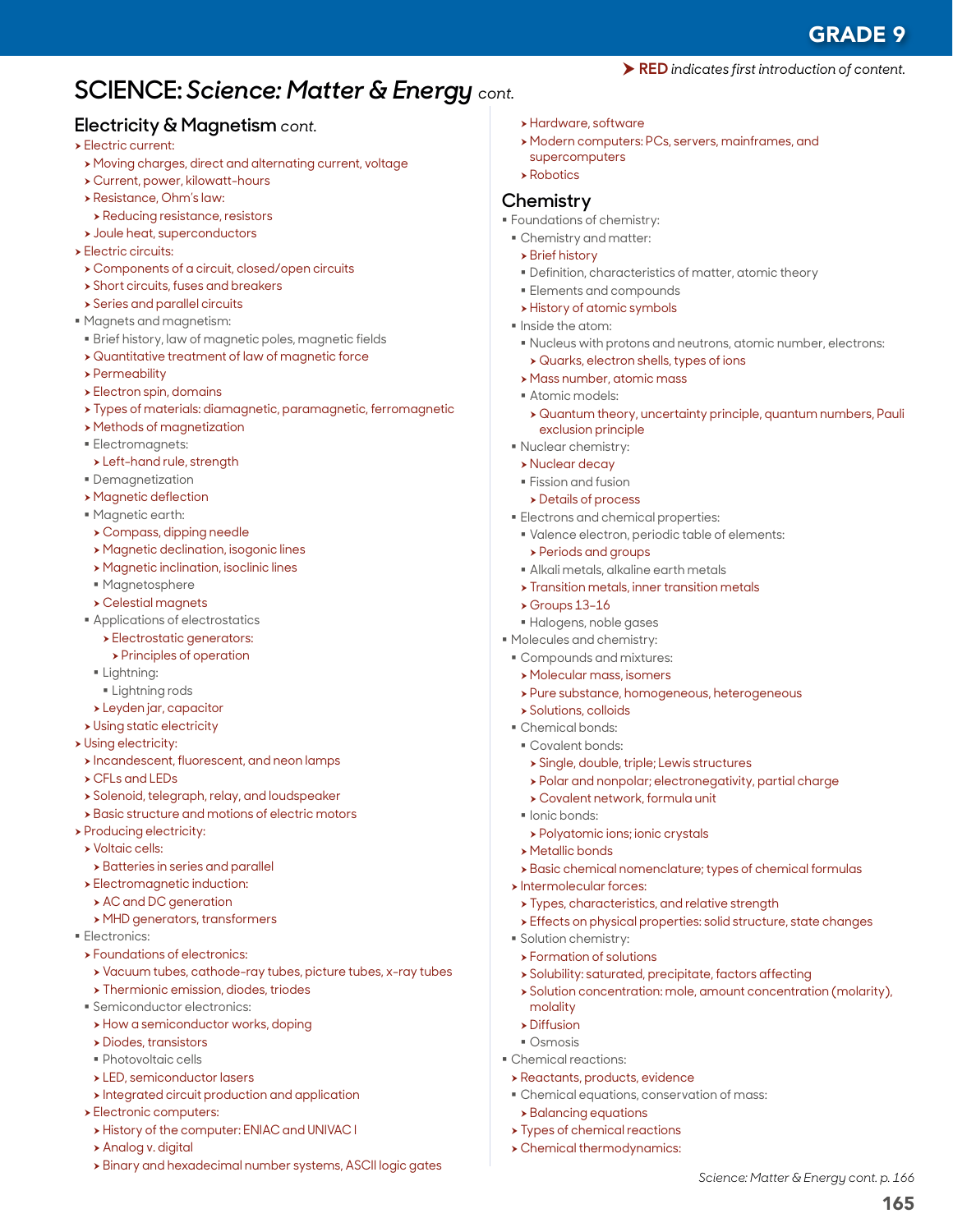➤ **RED** *indicates first introduction of content.*

# SCIENCE: *Science: Matter & Energy* cont.

## Electricity & Magnetism cont.

- ➤ Electric current:
  - ➤ Moving charges, direct and alternating current, voltage
  - ➤ Current, power, kilowatt-hours
  - ➤ Resistance, Ohm's law:
    - ➤ Reducing resistance, resistors
  - ➤ Joule heat, superconductors
- ➤ Electric circuits:
  - ➤ Components of a circuit, closed/open circuits
  - ➤ Short circuits, fuses and breakers
  - ➤ Series and parallel circuits
- Magnets and magnetism:
  - Brief history, law of magnetic poles, magnetic fields
  - ➤ Quantitative treatment of law of magnetic force
  - ➤ Permeability
  - ➤ Electron spin, domains
  - ➤ Types of materials: diamagnetic, paramagnetic, ferromagnetic
  - ➤ Methods of magnetization
  - Electromagnets:
    - ➤ Left-hand rule, strength
  - Demagnetization
  - ➤ Magnetic deflection
  - Magnetic earth:
    - ➤ Compass, dipping needle
    - ➤ Magnetic declination, isogonic lines
    - ➤ Magnetic inclination, isoclinic lines
    - Magnetosphere
    - ➤ Celestial magnets
  - Applications of electrostatics
    - ➤ Electrostatic generators:
      - ➤ Principles of operation
    - Lightning:
      - Lightning rods
    - ➤ Leyden jar, capacitor
  - ➤ Using static electricity
- ➤ Using electricity:
  - ➤ Incandescent, fluorescent, and neon lamps
  - ➤ CFLs and LEDs
  - ➤ Solenoid, telegraph, relay, and loudspeaker
  - ➤ Basic structure and motions of electric motors
- ➤ Producing electricity:
  - ➤ Voltaic cells:
    - ➤ Batteries in series and parallel
  - ➤ Electromagnetic induction:
    - ➤ AC and DC generation
    - ➤ MHD generators, transformers
- Electronics:
  - ➤ Foundations of electronics:
    - ➤ Vacuum tubes, cathode-ray tubes, picture tubes, x-ray tubes
    - ➤ Thermionic emission, diodes, triodes
  - Semiconductor electronics:
    - ➤ How a semiconductor works, doping
    - ➤ Diodes, transistors
    - Photovoltaic cells
    - ➤ LED, semiconductor lasers
    - ➤ Integrated circuit production and application
  - ➤ Electronic computers:
    - ➤ History of the computer: ENIAC and UNIVAC I
    - ➤ Analog v. digital
    - ➤ Binary and hexadecimal number systems, ASCII logic gates
    - ➤ Hardware, software
    - ➤ Modern computers: PCs, servers, mainframes, and supercomputers
    - ➤ Robotics

## Chemistry

- Foundations of chemistry:
  - Chemistry and matter:
    - ➤ Brief history
    - Definition, characteristics of matter, atomic theory
    - Elements and compounds
    - ➤ History of atomic symbols
  - Inside the atom:
    - Nucleus with protons and neutrons, atomic number, electrons:
      - ➤ Quarks, electron shells, types of ions
    - ➤ Mass number, atomic mass
    - Atomic models:
      - ➤ Quantum theory, uncertainty principle, quantum numbers, Pauli exclusion principle
  - Nuclear chemistry:
    - ➤ Nuclear decay
    - Fission and fusion
      - ➤ Details of process
  - Electrons and chemical properties:
    - Valence electron, periodic table of elements:
      - ➤ Periods and groups
    - Alkali metals, alkaline earth metals
    - ➤ Transition metals, inner transition metals
    - ➤ Groups 13–16
    - Halogens, noble gases
- Molecules and chemistry:
  - Compounds and mixtures:
    - ➤ Molecular mass, isomers
    - ➤ Pure substance, homogeneous, heterogeneous
    - ➤ Solutions, colloids
  - Chemical bonds:
    - Covalent bonds:
      - ➤ Single, double, triple; Lewis structures
      - ➤ Polar and nonpolar; electronegativity, partial charge
      - ➤ Covalent network, formula unit
    - Ionic bonds:
      - ➤ Polyatomic ions; ionic crystals
    - ➤ Metallic bonds
    - ➤ Basic chemical nomenclature; types of chemical formulas
  - ➤ Intermolecular forces:
    - ➤ Types, characteristics, and relative strength
    - ➤ Effects on physical properties: solid structure, state changes
  - Solution chemistry:
    - ➤ Formation of solutions
    - ➤ Solubility: saturated, precipitate, factors affecting
    - ➤ Solution concentration: mole, amount concentration (molarity), molality
    - ➤ Diffusion
    - Osmosis
- Chemical reactions:
  - ➤ Reactants, products, evidence
  - Chemical equations, conservation of mass:
    - ➤ Balancing equations
  - ➤ Types of chemical reactions
  - ➤ Chemical thermodynamics:

*Science: Matter & Energy cont. p. 166*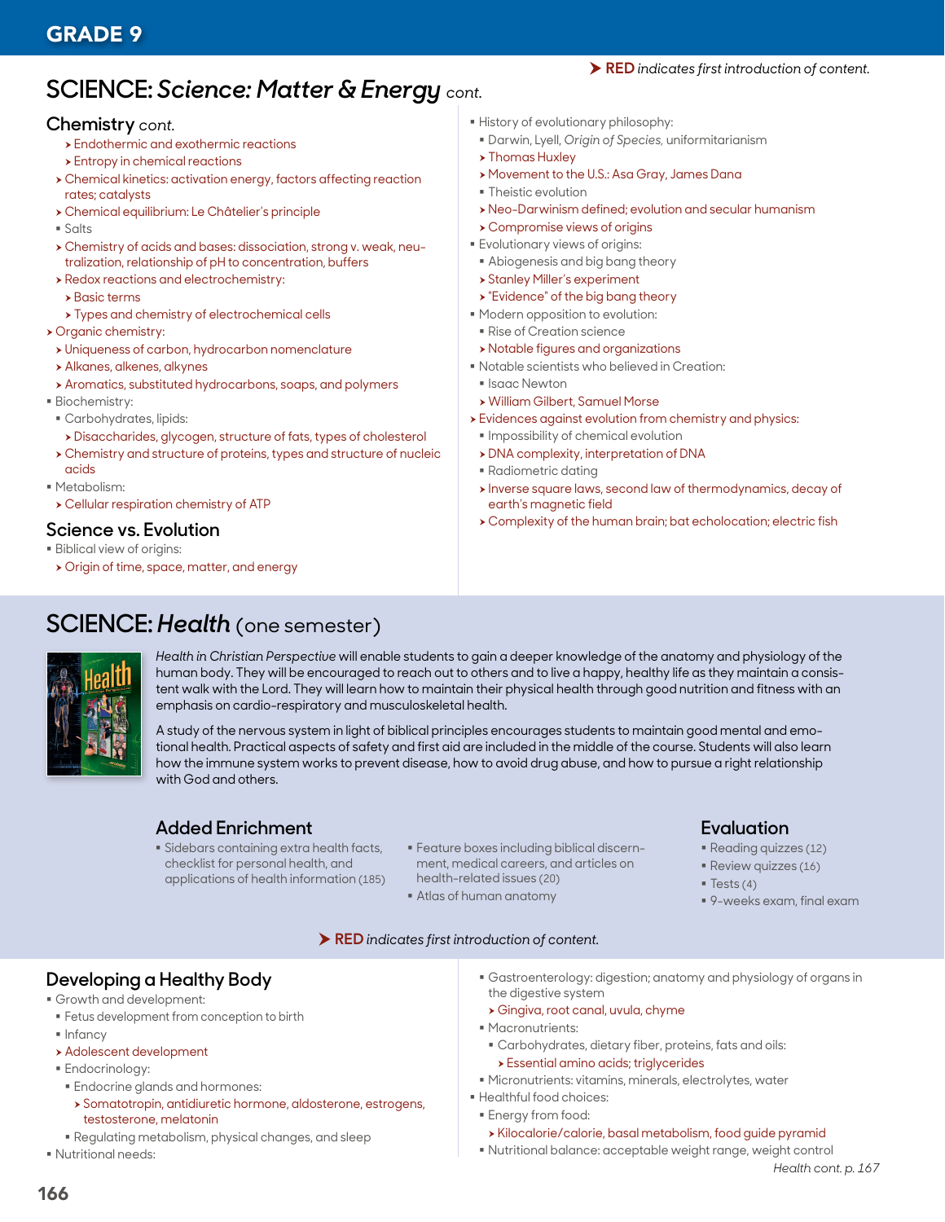GRADE 9

➤ **RED** *indicates first introduction of content.*

# SCIENCE: *Science: Matter & Energy* cont.

## Chemistry cont.

- ➤ Endothermic and exothermic reactions
- ➤ Entropy in chemical reactions
- ➤ Chemical kinetics: activation energy, factors affecting reaction rates; catalysts
- ➤ Chemical equilibrium: Le Châtelier's principle
- Salts
- ➤ Chemistry of acids and bases: dissociation, strong v. weak, neutralization, relationship of pH to concentration, buffers
- ➤ Redox reactions and electrochemistry:
  - ➤ Basic terms
  - ➤ Types and chemistry of electrochemical cells
- ➤ Organic chemistry:
  - ➤ Uniqueness of carbon, hydrocarbon nomenclature
  - ➤ Alkanes, alkenes, alkynes
  - ➤ Aromatics, substituted hydrocarbons, soaps, and polymers
- Biochemistry:
  - Carbohydrates, lipids:
    - ➤ Disaccharides, glycogen, structure of fats, types of cholesterol
  - ➤ Chemistry and structure of proteins, types and structure of nucleic acids
- Metabolism:
  - ➤ Cellular respiration chemistry of ATP

## Science vs. Evolution

- Biblical view of origins:
  - ➤ Origin of time, space, matter, and energy
- History of evolutionary philosophy:
  - Darwin, Lyell, *Origin of Species,* uniformitarianism
  - ➤ Thomas Huxley
  - ➤ Movement to the U.S.: Asa Gray, James Dana
  - Theistic evolution
  - ➤ Neo-Darwinism defined; evolution and secular humanism
  - ➤ Compromise views of origins
- Evolutionary views of origins:
  - Abiogenesis and big bang theory
  - ➤ Stanley Miller's experiment
  - ➤ "Evidence" of the big bang theory
- Modern opposition to evolution:
  - Rise of Creation science
  - ➤ Notable figures and organizations
- Notable scientists who believed in Creation:
  - Isaac Newton
  - ➤ William Gilbert, Samuel Morse
- ➤ Evidences against evolution from chemistry and physics:
  - Impossibility of chemical evolution
  - ➤ DNA complexity, interpretation of DNA
  - Radiometric dating
  - ➤ Inverse square laws, second law of thermodynamics, decay of earth's magnetic field
  - ➤ Complexity of the human brain; bat echolocation; electric fish

# SCIENCE: *Health* (one semester)

*Health in Christian Perspective* will enable students to gain a deeper knowledge of the anatomy and physiology of the human body. They will be encouraged to reach out to others and to live a happy, healthy life as they maintain a consistent walk with the Lord. They will learn how to maintain their physical health through good nutrition and fitness with an emphasis on cardio-respiratory and musculoskeletal health.

A study of the nervous system in light of biblical principles encourages students to maintain good mental and emotional health. Practical aspects of safety and first aid are included in the middle of the course. Students will also learn how the immune system works to prevent disease, how to avoid drug abuse, and how to pursue a right relationship with God and others.

### Added Enrichment

- Sidebars containing extra health facts, checklist for personal health, and applications of health information (185)
- Feature boxes including biblical discernment, medical careers, and articles on health-related issues (20)
- Atlas of human anatomy

### Evaluation

- Reading quizzes (12)
- Review quizzes (16)
- Tests (4)
- 9-weeks exam, final exam

➤ **RED** *indicates first introduction of content.*

## Developing a Healthy Body

- Growth and development:
  - Fetus development from conception to birth
  - Infancy
  - ➤ Adolescent development
  - Endocrinology:
    - Endocrine glands and hormones:
      - ➤ Somatotropin, antidiuretic hormone, aldosterone, estrogens, testosterone, melatonin
    - Regulating metabolism, physical changes, and sleep
- Nutritional needs:
  - Gastroenterology: digestion; anatomy and physiology of organs in the digestive system
    - ➤ Gingiva, root canal, uvula, chyme
  - Macronutrients:
    - Carbohydrates, dietary fiber, proteins, fats and oils:
      - ➤ Essential amino acids; triglycerides
  - Micronutrients: vitamins, minerals, electrolytes, water
- Healthful food choices:
  - Energy from food:
    - ➤ Kilocalorie/calorie, basal metabolism, food guide pyramid
  - Nutritional balance: acceptable weight range, weight control

*Health cont. p. 167*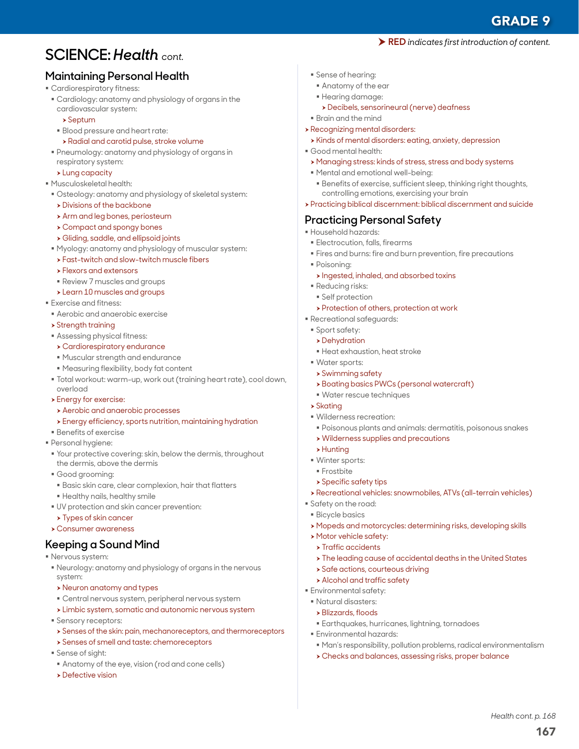➤ **RED** *indicates first introduction of content.*

# SCIENCE: *Health* cont.

## Maintaining Personal Health

- Cardiorespiratory fitness:
  - Cardiology: anatomy and physiology of organs in the cardiovascular system:
    - ➤ Septum
    - Blood pressure and heart rate:
      - ➤ Radial and carotid pulse, stroke volume
  - Pneumology: anatomy and physiology of organs in respiratory system:
    - ➤ Lung capacity
- Musculoskeletal health:
  - Osteology: anatomy and physiology of skeletal system:
    - ➤ Divisions of the backbone
    - ➤ Arm and leg bones, periosteum
    - ➤ Compact and spongy bones
    - ➤ Gliding, saddle, and ellipsoid joints
  - Myology: anatomy and physiology of muscular system:
    - ➤ Fast-twitch and slow-twitch muscle fibers
    - ➤ Flexors and extensors
    - Review 7 muscles and groups
    - ➤ Learn 10 muscles and groups
- Exercise and fitness:
  - Aerobic and anaerobic exercise
  - ➤ Strength training
  - Assessing physical fitness:
    - ➤ Cardiorespiratory endurance
    - Muscular strength and endurance
    - Measuring flexibility, body fat content
  - Total workout: warm-up, work out (training heart rate), cool down, overload
  - ➤ Energy for exercise:
    - ➤ Aerobic and anaerobic processes
    - ➤ Energy efficiency, sports nutrition, maintaining hydration
  - Benefits of exercise
- Personal hygiene:
  - Your protective covering: skin, below the dermis, throughout the dermis, above the dermis
  - Good grooming:
    - Basic skin care, clear complexion, hair that flatters
    - Healthy nails, healthy smile
  - UV protection and skin cancer prevention:
    - ➤ Types of skin cancer
  - ➤ Consumer awareness

## Keeping a Sound Mind

- Nervous system:
  - Neurology: anatomy and physiology of organs in the nervous system:
    - ➤ Neuron anatomy and types
    - Central nervous system, peripheral nervous system
    - ➤ Limbic system, somatic and autonomic nervous system
  - Sensory receptors:
    - ➤ Senses of the skin: pain, mechanoreceptors, and thermoreceptors
    - ➤ Senses of smell and taste: chemoreceptors
  - Sense of sight:
    - Anatomy of the eye, vision (rod and cone cells)
    - ➤ Defective vision
  - Sense of hearing:
    - Anatomy of the ear
    - Hearing damage:
      - ➤ Decibels, sensorineural (nerve) deafness
  - Brain and the mind
- ➤ Recognizing mental disorders:
  - ➤ Kinds of mental disorders: eating, anxiety, depression
- Good mental health:
  - ➤ Managing stress: kinds of stress, stress and body systems
  - Mental and emotional well-being:
    - Benefits of exercise, sufficient sleep, thinking right thoughts, controlling emotions, exercising your brain
- ➤ Practicing biblical discernment: biblical discernment and suicide

## Practicing Personal Safety

- Household hazards:
  - Electrocution, falls, firearms
  - Fires and burns: fire and burn prevention, fire precautions
  - Poisoning:
    - ➤ Ingested, inhaled, and absorbed toxins
  - Reducing risks:
    - Self protection
    - ➤ Protection of others, protection at work
- Recreational safeguards:
  - Sport safety:
    - ➤ Dehydration
    - Heat exhaustion, heat stroke
  - Water sports:
    - ➤ Swimming safety
    - ➤ Boating basics PWCs (personal watercraft)
    - Water rescue techniques
  - ➤ Skating
  - Wilderness recreation:
    - Poisonous plants and animals: dermatitis, poisonous snakes
    - ➤ Wilderness supplies and precautions
    - ➤ Hunting
  - Winter sports:
    - Frostbite
    - ➤ Specific safety tips
  - ➤ Recreational vehicles: snowmobiles, ATVs (all-terrain vehicles)
- Safety on the road:
  - Bicycle basics
  - ➤ Mopeds and motorcycles: determining risks, developing skills
  - ➤ Motor vehicle safety:
    - ➤ Traffic accidents
    - ➤ The leading cause of accidental deaths in the United States
    - ➤ Safe actions, courteous driving
    - ➤ Alcohol and traffic safety
- Environmental safety:
  - Natural disasters:
    - ➤ Blizzards, floods
    - Earthquakes, hurricanes, lightning, tornadoes
  - Environmental hazards:
    - Man's responsibility, pollution problems, radical environmentalism
    - ➤ Checks and balances, assessing risks, proper balance

*Health cont. p. 168*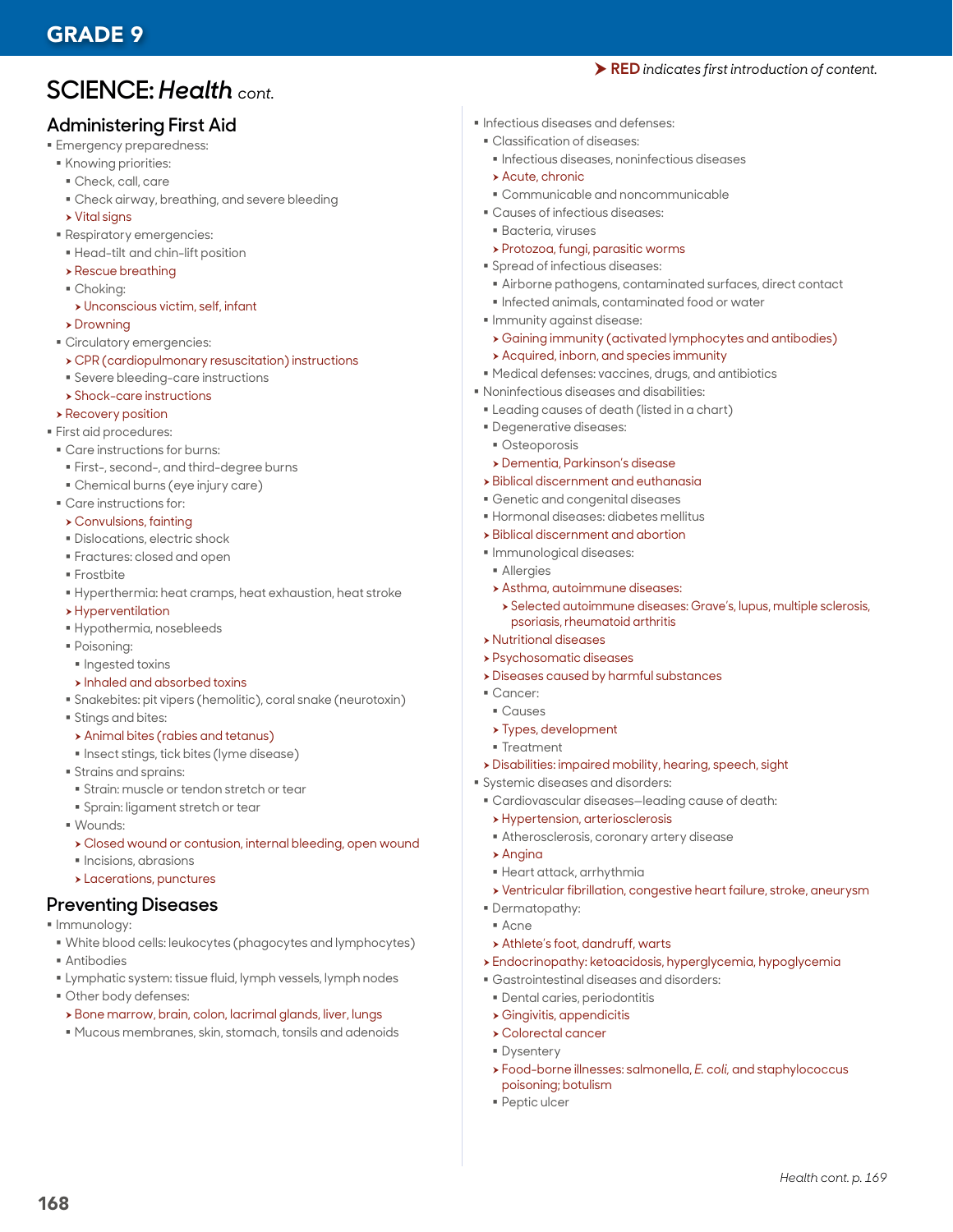# GRADE 9

➤ **RED** *indicates first introduction of content.*

## SCIENCE: *Health* cont.

### Administering First Aid

- Emergency preparedness:
  - Knowing priorities:
    - Check, call, care
    - Check airway, breathing, and severe bleeding
    - ➤ Vital signs
  - Respiratory emergencies:
    - Head-tilt and chin-lift position
    - ➤ Rescue breathing
    - Choking:
      - ➤ Unconscious victim, self, infant
    - ➤ Drowning
  - Circulatory emergencies:
    - ➤ CPR (cardiopulmonary resuscitation) instructions
    - Severe bleeding-care instructions
    - ➤ Shock-care instructions
  - ➤ Recovery position
- First aid procedures:
  - Care instructions for burns:
    - First-, second-, and third-degree burns
    - Chemical burns (eye injury care)
  - Care instructions for:
    - ➤ Convulsions, fainting
    - Dislocations, electric shock
    - Fractures: closed and open
    - Frostbite
    - Hyperthermia: heat cramps, heat exhaustion, heat stroke
    - ➤ Hyperventilation
    - Hypothermia, nosebleeds
    - Poisoning:
      - Ingested toxins
      - ➤ Inhaled and absorbed toxins
    - Snakebites: pit vipers (hemolitic), coral snake (neurotoxin)
    - Stings and bites:
      - ➤ Animal bites (rabies and tetanus)
      - Insect stings, tick bites (lyme disease)
    - Strains and sprains:
      - Strain: muscle or tendon stretch or tear
      - Sprain: ligament stretch or tear
    - Wounds:
      - ➤ Closed wound or contusion, internal bleeding, open wound
      - Incisions, abrasions
      - ➤ Lacerations, punctures

### Preventing Diseases

- Immunology:
  - White blood cells: leukocytes (phagocytes and lymphocytes)
  - Antibodies
  - Lymphatic system: tissue fluid, lymph vessels, lymph nodes
  - Other body defenses:
    - ➤ Bone marrow, brain, colon, lacrimal glands, liver, lungs
    - Mucous membranes, skin, stomach, tonsils and adenoids
- Infectious diseases and defenses:
  - Classification of diseases:
    - Infectious diseases, noninfectious diseases
    - ➤ Acute, chronic
    - Communicable and noncommunicable
  - Causes of infectious diseases:
    - Bacteria, viruses
    - ➤ Protozoa, fungi, parasitic worms
  - Spread of infectious diseases:
    - Airborne pathogens, contaminated surfaces, direct contact
    - Infected animals, contaminated food or water
  - Immunity against disease:
    - ➤ Gaining immunity (activated lymphocytes and antibodies)
    - ➤ Acquired, inborn, and species immunity
  - Medical defenses: vaccines, drugs, and antibiotics
- Noninfectious diseases and disabilities:
  - Leading causes of death (listed in a chart)
  - Degenerative diseases:
    - Osteoporosis
    - ➤ Dementia, Parkinson's disease
  - ➤ Biblical discernment and euthanasia
  - Genetic and congenital diseases
  - Hormonal diseases: diabetes mellitus
  - ➤ Biblical discernment and abortion
  - Immunological diseases:
    - Allergies
    - ➤ Asthma, autoimmune diseases:
      - ➤ Selected autoimmune diseases: Grave's, lupus, multiple sclerosis, psoriasis, rheumatoid arthritis
  - ➤ Nutritional diseases
  - ➤ Psychosomatic diseases
  - ➤ Diseases caused by harmful substances
  - Cancer:
    - Causes
    - ➤ Types, development
    - Treatment
  - ➤ Disabilities: impaired mobility, hearing, speech, sight
- Systemic diseases and disorders:
  - Cardiovascular diseases—leading cause of death:
    - ➤ Hypertension, arteriosclerosis
    - Atherosclerosis, coronary artery disease
    - ➤ Angina
    - Heart attack, arrhythmia
    - ➤ Ventricular fibrillation, congestive heart failure, stroke, aneurysm
  - Dermatopathy:
    - Acne
    - ➤ Athlete's foot, dandruff, warts
  - ➤ Endocrinopathy: ketoacidosis, hyperglycemia, hypoglycemia
  - Gastrointestinal diseases and disorders:
    - Dental caries, periodontitis
    - ➤ Gingivitis, appendicitis
    - ➤ Colorectal cancer
    - Dysentery
    - ➤ Food-borne illnesses: salmonella, *E. coli,* and staphylococcus poisoning; botulism
    - Peptic ulcer

*Health cont. p. 169*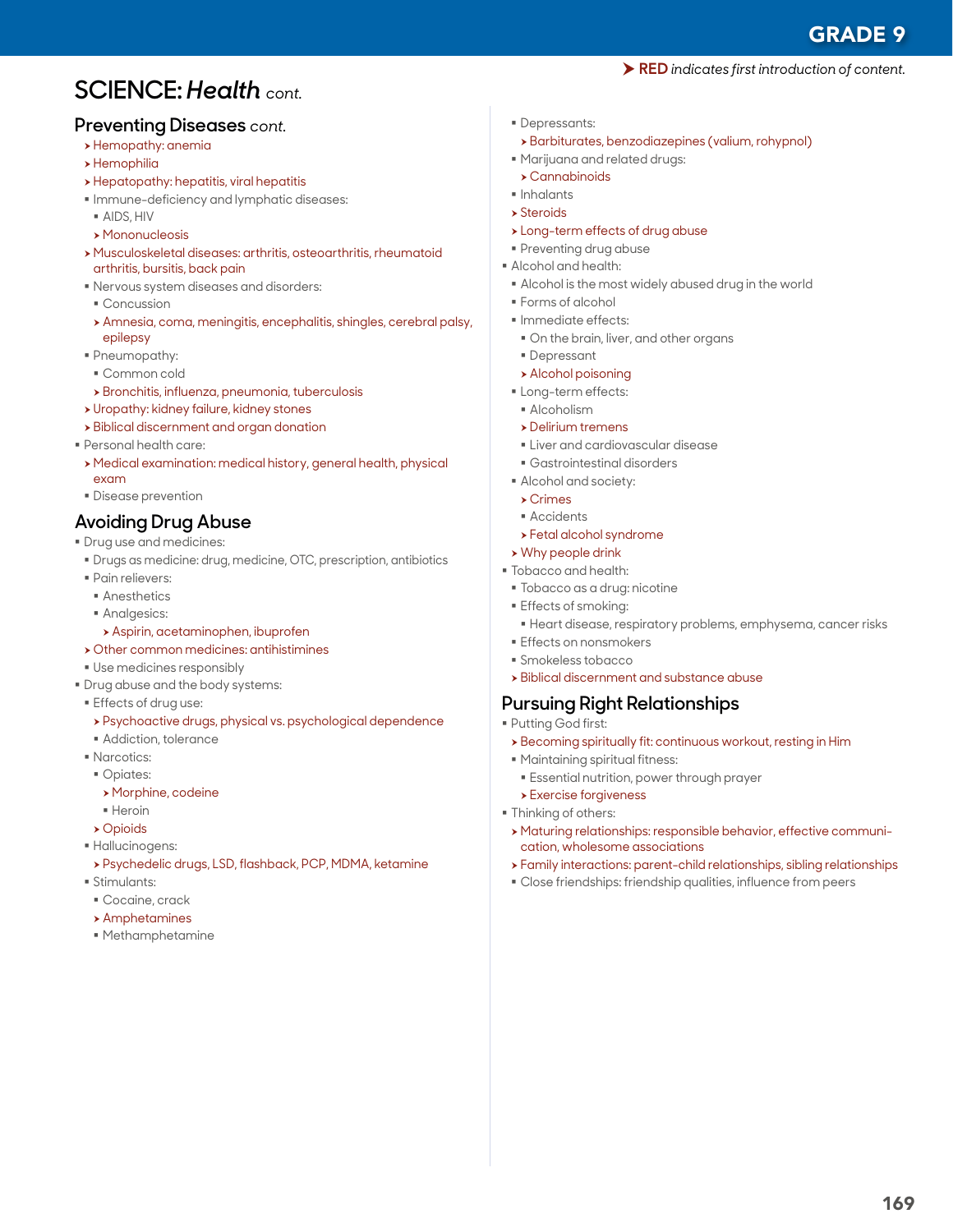GRADE 9

➤ **RED** *indicates first introduction of content.*

# SCIENCE: *Health* cont.

## Preventing Diseases cont.

- ➤ Hemopathy: anemia
- ➤ Hemophilia
- ➤ Hepatopathy: hepatitis, viral hepatitis
- Immune-deficiency and lymphatic diseases:
  - AIDS, HIV
  - ➤ Mononucleosis
- ➤ Musculoskeletal diseases: arthritis, osteoarthritis, rheumatoid arthritis, bursitis, back pain
- Nervous system diseases and disorders:
  - Concussion
  - ➤ Amnesia, coma, meningitis, encephalitis, shingles, cerebral palsy, epilepsy
- Pneumopathy:
  - Common cold
  - ➤ Bronchitis, influenza, pneumonia, tuberculosis
- ➤ Uropathy: kidney failure, kidney stones
- ➤ Biblical discernment and organ donation
- Personal health care:
  - ➤ Medical examination: medical history, general health, physical exam
  - Disease prevention

## Avoiding Drug Abuse

- Drug use and medicines:
  - Drugs as medicine: drug, medicine, OTC, prescription, antibiotics
  - Pain relievers:
    - Anesthetics
    - Analgesics:
      - ➤ Aspirin, acetaminophen, ibuprofen
  - ➤ Other common medicines: antihistimines
  - Use medicines responsibly
- Drug abuse and the body systems:
  - Effects of drug use:
    - ➤ Psychoactive drugs, physical vs. psychological dependence
    - Addiction, tolerance
  - Narcotics:
    - Opiates:
      - ➤ Morphine, codeine
      - Heroin
    - ➤ Opioids
  - Hallucinogens:
    - ➤ Psychedelic drugs, LSD, flashback, PCP, MDMA, ketamine
  - Stimulants:
    - Cocaine, crack
    - ➤ Amphetamines
    - Methamphetamine
  - Depressants:
    - ➤ Barbiturates, benzodiazepines (valium, rohypnol)
  - Marijuana and related drugs:
    - ➤ Cannabinoids
  - Inhalants
  - ➤ Steroids
  - ➤ Long-term effects of drug abuse
  - Preventing drug abuse
- Alcohol and health:
  - Alcohol is the most widely abused drug in the world
  - Forms of alcohol
  - Immediate effects:
    - On the brain, liver, and other organs
    - Depressant
    - ➤ Alcohol poisoning
  - Long-term effects:
    - Alcoholism
    - ➤ Delirium tremens
    - Liver and cardiovascular disease
    - Gastrointestinal disorders
  - Alcohol and society:
    - ➤ Crimes
    - Accidents
    - ➤ Fetal alcohol syndrome
  - ➤ Why people drink
- Tobacco and health:
  - Tobacco as a drug: nicotine
  - Effects of smoking:
    - Heart disease, respiratory problems, emphysema, cancer risks
  - Effects on nonsmokers
  - Smokeless tobacco
  - ➤ Biblical discernment and substance abuse

## Pursuing Right Relationships

- Putting God first:
  - ➤ Becoming spiritually fit: continuous workout, resting in Him
  - Maintaining spiritual fitness:
    - Essential nutrition, power through prayer
    - ➤ Exercise forgiveness
- Thinking of others:
  - ➤ Maturing relationships: responsible behavior, effective communication, wholesome associations
  - ➤ Family interactions: parent-child relationships, sibling relationships
  - Close friendships: friendship qualities, influence from peers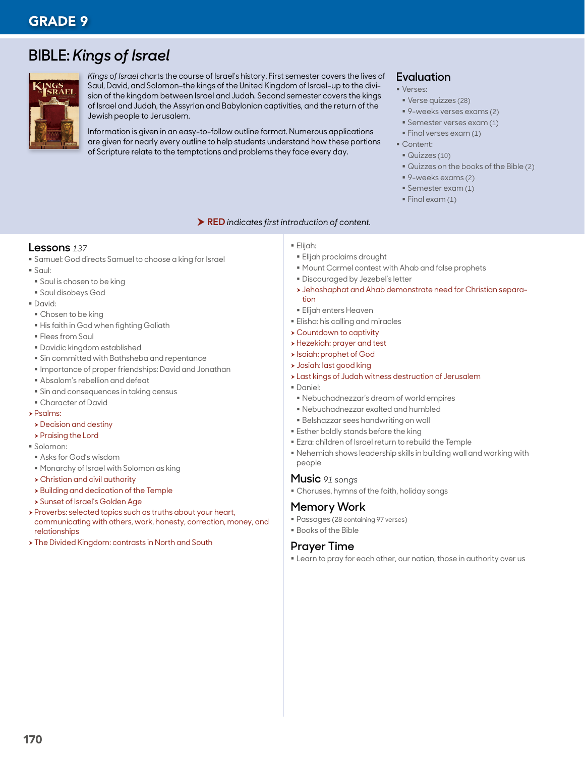# GRADE 9

## BIBLE: *Kings of Israel*

*Kings of Israel* charts the course of Israel's history. First semester covers the lives of Saul, David, and Solomon—the kings of the United Kingdom of Israel—up to the division of the kingdom between Israel and Judah. Second semester covers the kings of Israel and Judah, the Assyrian and Babylonian captivities, and the return of the Jewish people to Jerusalem.

Information is given in an easy-to-follow outline format. Numerous applications are given for nearly every outline to help students understand how these portions of Scripture relate to the temptations and problems they face every day.

### Evaluation

- Verses:
  - Verse quizzes (28)
  - 9-weeks verses exams (2)
  - Semester verses exam (1)
  - Final verses exam (1)
- Content:
  - Quizzes (10)
  - Quizzes on the books of the Bible (2)
  - 9-weeks exams (2)
  - Semester exam (1)
  - Final exam (1)

➤ **RED** *indicates first introduction of content.*

### Lessons *137*

- Samuel: God directs Samuel to choose a king for Israel
- Saul:
  - Saul is chosen to be king
  - Saul disobeys God
- David:
  - Chosen to be king
  - His faith in God when fighting Goliath
  - Flees from Saul
  - Davidic kingdom established
  - Sin committed with Bathsheba and repentance
  - Importance of proper friendships: David and Jonathan
  - Absalom's rebellion and defeat
  - Sin and consequences in taking census
  - Character of David
- ➤ Psalms:
  - ➤ Decision and destiny
  - ➤ Praising the Lord
- Solomon:
  - Asks for God's wisdom
  - Monarchy of Israel with Solomon as king
  - ➤ Christian and civil authority
  - ➤ Building and dedication of the Temple
  - ➤ Sunset of Israel's Golden Age
- ➤ Proverbs: selected topics such as truths about your heart, communicating with others, work, honesty, correction, money, and relationships
- ➤ The Divided Kingdom: contrasts in North and South
- Elijah:
  - Elijah proclaims drought
  - Mount Carmel contest with Ahab and false prophets
  - Discouraged by Jezebel's letter
  - ➤ Jehoshaphat and Ahab demonstrate need for Christian separation
  - Elijah enters Heaven
- Elisha: his calling and miracles
- ➤ Countdown to captivity
- ➤ Hezekiah: prayer and test
- ➤ Isaiah: prophet of God
- ➤ Josiah: last good king
- ➤ Last kings of Judah witness destruction of Jerusalem
- Daniel:
  - Nebuchadnezzar's dream of world empires
  - Nebuchadnezzar exalted and humbled
  - Belshazzar sees handwriting on wall
- Esther boldly stands before the king
- Ezra: children of Israel return to rebuild the Temple
- Nehemiah shows leadership skills in building wall and working with people

### Music *91 songs*

- Choruses, hymns of the faith, holiday songs

### Memory Work

- Passages (28 containing 97 verses)
- Books of the Bible

### Prayer Time

- Learn to pray for each other, our nation, those in authority over us